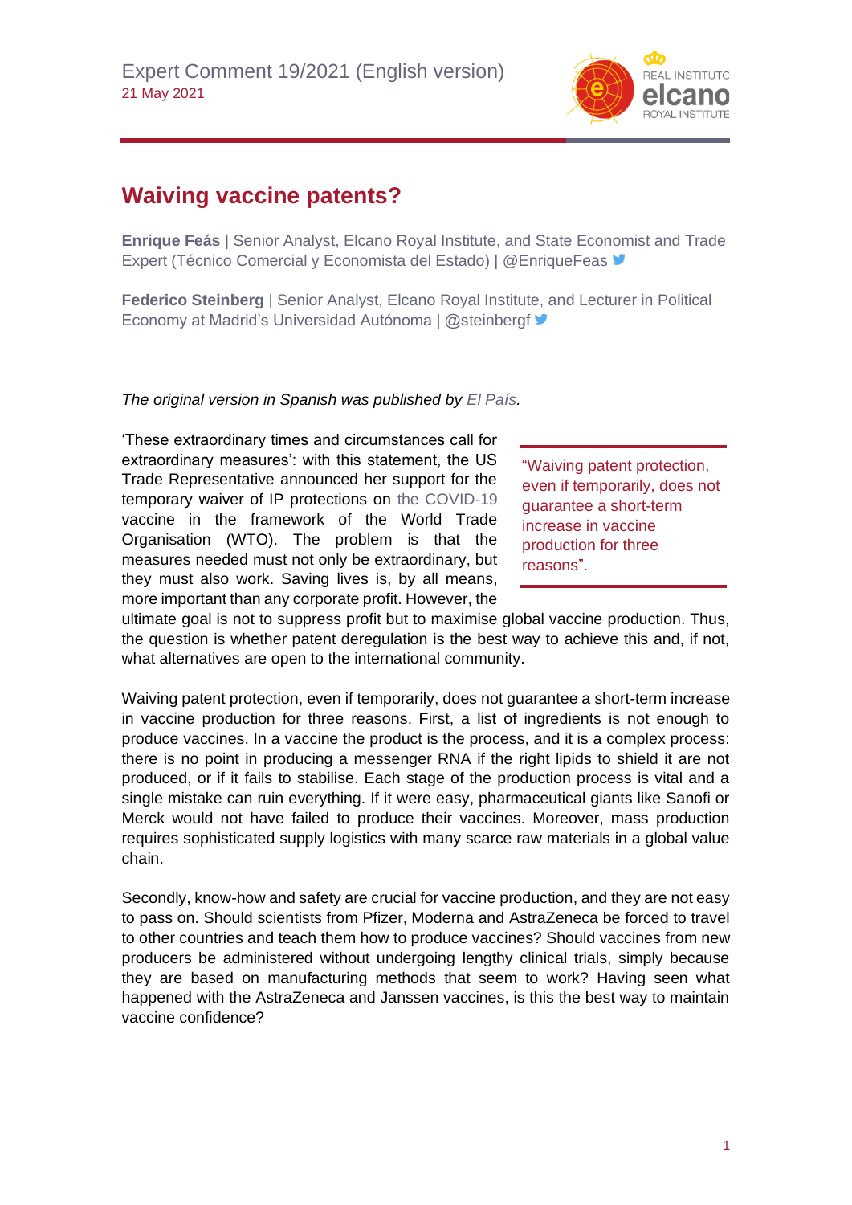Expert Comment 19/2021 (English version)
21 May 2021

# Waiving vaccine patents?

**Enrique Feás** | Senior Analyst, Elcano Royal Institute, and State Economist and Trade Expert (Técnico Comercial y Economista del Estado) | @EnriqueFeas

**Federico Steinberg** | Senior Analyst, Elcano Royal Institute, and Lecturer in Political Economy at Madrid's Universidad Autónoma | @steinbergf

*The original version in Spanish was published by El País.*

'These extraordinary times and circumstances call for extraordinary measures': with this statement, the US Trade Representative announced her support for the temporary waiver of IP protections on the COVID-19 vaccine in the framework of the World Trade Organisation (WTO). The problem is that the measures needed must not only be extraordinary, but they must also work. Saving lives is, by all means, more important than any corporate profit. However, the ultimate goal is not to suppress profit but to maximise global vaccine production. Thus, the question is whether patent deregulation is the best way to achieve this and, if not, what alternatives are open to the international community.

> "Waiving patent protection, even if temporarily, does not guarantee a short-term increase in vaccine production for three reasons".

Waiving patent protection, even if temporarily, does not guarantee a short-term increase in vaccine production for three reasons. First, a list of ingredients is not enough to produce vaccines. In a vaccine the product is the process, and it is a complex process: there is no point in producing a messenger RNA if the right lipids to shield it are not produced, or if it fails to stabilise. Each stage of the production process is vital and a single mistake can ruin everything. If it were easy, pharmaceutical giants like Sanofi or Merck would not have failed to produce their vaccines. Moreover, mass production requires sophisticated supply logistics with many scarce raw materials in a global value chain.

Secondly, know-how and safety are crucial for vaccine production, and they are not easy to pass on. Should scientists from Pfizer, Moderna and AstraZeneca be forced to travel to other countries and teach them how to produce vaccines? Should vaccines from new producers be administered without undergoing lengthy clinical trials, simply because they are based on manufacturing methods that seem to work? Having seen what happened with the AstraZeneca and Janssen vaccines, is this the best way to maintain vaccine confidence?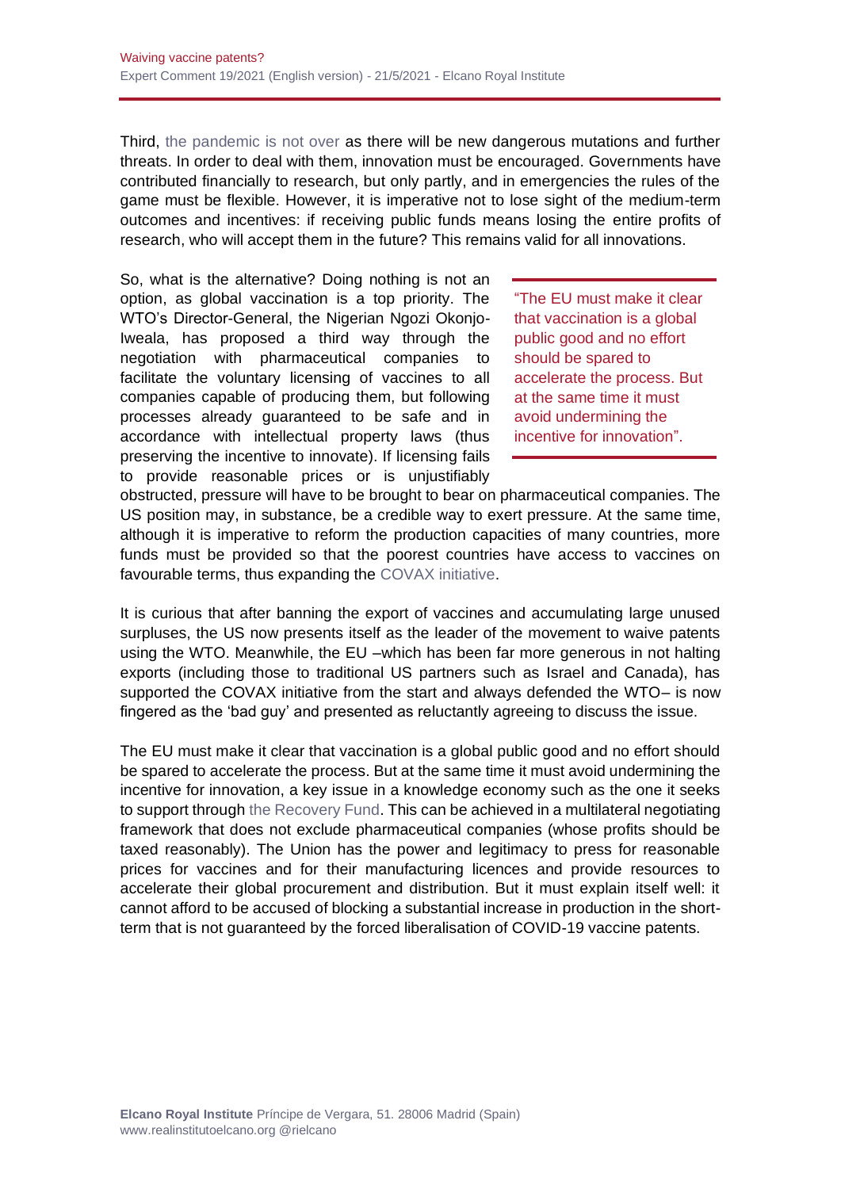Third, the pandemic is not over as there will be new dangerous mutations and further threats. In order to deal with them, innovation must be encouraged. Governments have contributed financially to research, but only partly, and in emergencies the rules of the game must be flexible. However, it is imperative not to lose sight of the medium-term outcomes and incentives: if receiving public funds means losing the entire profits of research, who will accept them in the future? This remains valid for all innovations.

So, what is the alternative? Doing nothing is not an option, as global vaccination is a top priority. The WTO's Director-General, the Nigerian Ngozi Okonjo-Iweala, has proposed a third way through the negotiation with pharmaceutical companies to facilitate the voluntary licensing of vaccines to all companies capable of producing them, but following processes already guaranteed to be safe and in accordance with intellectual property laws (thus preserving the incentive to innovate). If licensing fails to provide reasonable prices or is unjustifiably obstructed, pressure will have to be brought to bear on pharmaceutical companies. The US position may, in substance, be a credible way to exert pressure. At the same time, although it is imperative to reform the production capacities of many countries, more funds must be provided so that the poorest countries have access to vaccines on favourable terms, thus expanding the COVAX initiative.

> "The EU must make it clear that vaccination is a global public good and no effort should be spared to accelerate the process. But at the same time it must avoid undermining the incentive for innovation".

It is curious that after banning the export of vaccines and accumulating large unused surpluses, the US now presents itself as the leader of the movement to waive patents using the WTO. Meanwhile, the EU –which has been far more generous in not halting exports (including those to traditional US partners such as Israel and Canada), has supported the COVAX initiative from the start and always defended the WTO– is now fingered as the 'bad guy' and presented as reluctantly agreeing to discuss the issue.

The EU must make it clear that vaccination is a global public good and no effort should be spared to accelerate the process. But at the same time it must avoid undermining the incentive for innovation, a key issue in a knowledge economy such as the one it seeks to support through the Recovery Fund. This can be achieved in a multilateral negotiating framework that does not exclude pharmaceutical companies (whose profits should be taxed reasonably). The Union has the power and legitimacy to press for reasonable prices for vaccines and for their manufacturing licences and provide resources to accelerate their global procurement and distribution. But it must explain itself well: it cannot afford to be accused of blocking a substantial increase in production in the short-term that is not guaranteed by the forced liberalisation of COVID-19 vaccine patents.